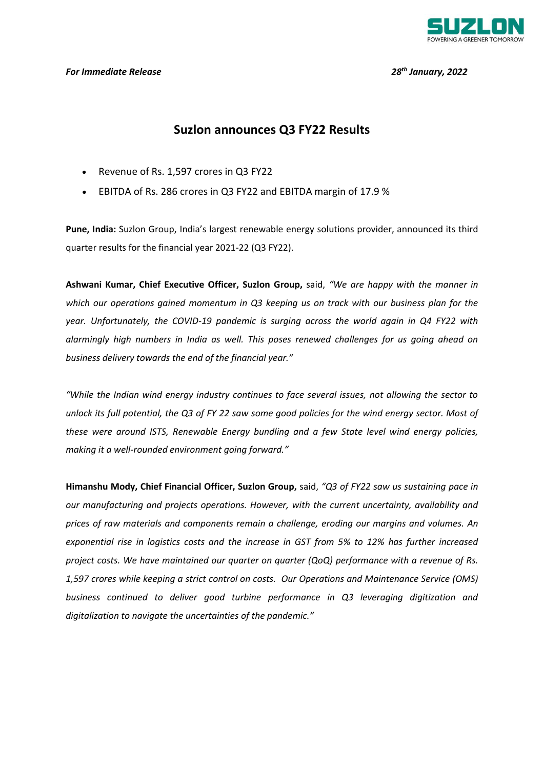*For Immediate Release* *28th January, 2022*

# Suzlon announces Q3 FY22 Results

- Revenue of Rs. 1,597 crores in Q3 FY22
- EBITDA of Rs. 286 crores in Q3 FY22 and EBITDA margin of 17.9 %

**Pune, India:** Suzlon Group, India's largest renewable energy solutions provider, announced its third quarter results for the financial year 2021-22 (Q3 FY22).

**Ashwani Kumar, Chief Executive Officer, Suzlon Group,** said, *"We are happy with the manner in which our operations gained momentum in Q3 keeping us on track with our business plan for the year. Unfortunately, the COVID-19 pandemic is surging across the world again in Q4 FY22 with alarmingly high numbers in India as well. This poses renewed challenges for us going ahead on business delivery towards the end of the financial year."*

*"While the Indian wind energy industry continues to face several issues, not allowing the sector to unlock its full potential, the Q3 of FY 22 saw some good policies for the wind energy sector. Most of these were around ISTS, Renewable Energy bundling and a few State level wind energy policies, making it a well-rounded environment going forward."*

**Himanshu Mody, Chief Financial Officer, Suzlon Group,** said, *"Q3 of FY22 saw us sustaining pace in our manufacturing and projects operations. However, with the current uncertainty, availability and prices of raw materials and components remain a challenge, eroding our margins and volumes. An exponential rise in logistics costs and the increase in GST from 5% to 12% has further increased project costs. We have maintained our quarter on quarter (QoQ) performance with a revenue of Rs. 1,597 crores while keeping a strict control on costs. Our Operations and Maintenance Service (OMS) business continued to deliver good turbine performance in Q3 leveraging digitization and digitalization to navigate the uncertainties of the pandemic."*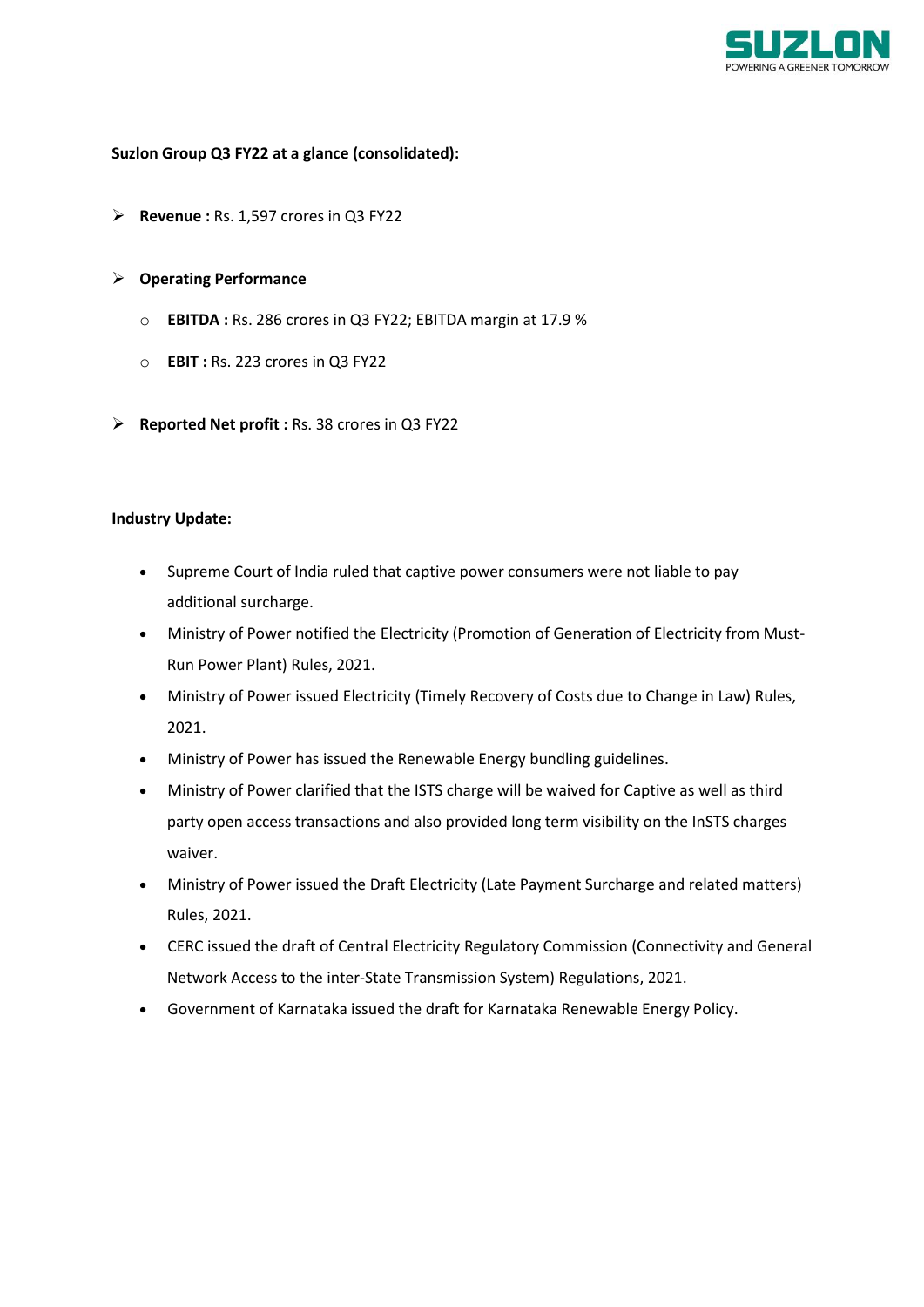**Suzlon Group Q3 FY22 at a glance (consolidated):**

- **Revenue :** Rs. 1,597 crores in Q3 FY22

- **Operating Performance**
  - **EBITDA :** Rs. 286 crores in Q3 FY22; EBITDA margin at 17.9 %
  - **EBIT :** Rs. 223 crores in Q3 FY22

- **Reported Net profit :** Rs. 38 crores in Q3 FY22

**Industry Update:**

- Supreme Court of India ruled that captive power consumers were not liable to pay additional surcharge.
- Ministry of Power notified the Electricity (Promotion of Generation of Electricity from Must-Run Power Plant) Rules, 2021.
- Ministry of Power issued Electricity (Timely Recovery of Costs due to Change in Law) Rules, 2021.
- Ministry of Power has issued the Renewable Energy bundling guidelines.
- Ministry of Power clarified that the ISTS charge will be waived for Captive as well as third party open access transactions and also provided long term visibility on the InSTS charges waiver.
- Ministry of Power issued the Draft Electricity (Late Payment Surcharge and related matters) Rules, 2021.
- CERC issued the draft of Central Electricity Regulatory Commission (Connectivity and General Network Access to the inter-State Transmission System) Regulations, 2021.
- Government of Karnataka issued the draft for Karnataka Renewable Energy Policy.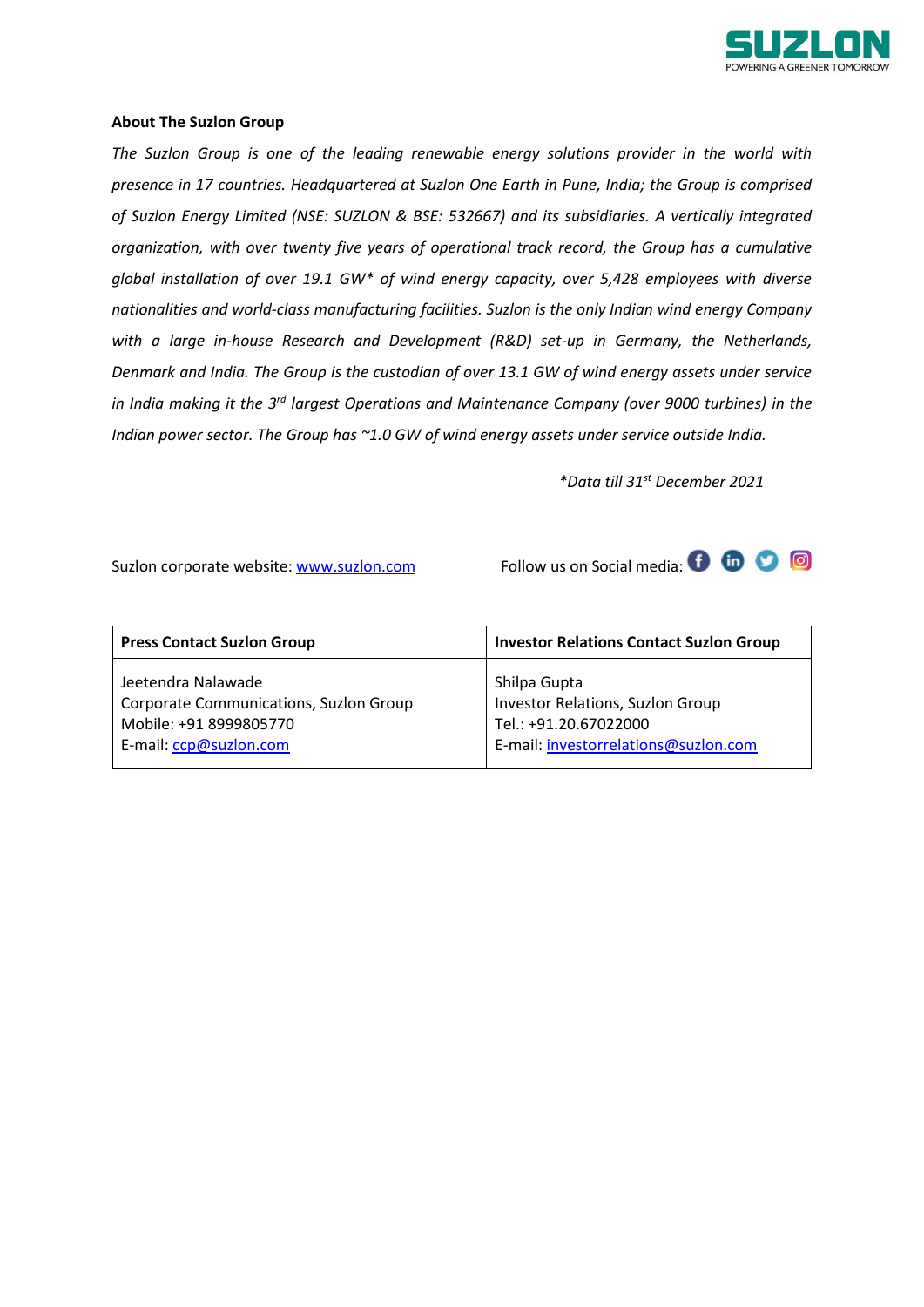**About The Suzlon Group**

*The Suzlon Group is one of the leading renewable energy solutions provider in the world with presence in 17 countries. Headquartered at Suzlon One Earth in Pune, India; the Group is comprised of Suzlon Energy Limited (NSE: SUZLON & BSE: 532667) and its subsidiaries. A vertically integrated organization, with over twenty five years of operational track record, the Group has a cumulative global installation of over 19.1 GW* of wind energy capacity, over 5,428 employees with diverse nationalities and world-class manufacturing facilities. Suzlon is the only Indian wind energy Company with a large in-house Research and Development (R&D) set-up in Germany, the Netherlands, Denmark and India. The Group is the custodian of over 13.1 GW of wind energy assets under service in India making it the 3rd largest Operations and Maintenance Company (over 9000 turbines) in the Indian power sector. The Group has ~1.0 GW of wind energy assets under service outside India.*

*\*Data till 31st December 2021*

Suzlon corporate website: [www.suzlon.com](http://www.suzlon.com)

Follow us on Social media:

| Press Contact Suzlon Group | Investor Relations Contact Suzlon Group |
|---|---|
| Jeetendra Nalawade<br>Corporate Communications, Suzlon Group<br>Mobile: +91 8999805770<br>E-mail: ccp@suzlon.com | Shilpa Gupta<br>Investor Relations, Suzlon Group<br>Tel.: +91.20.67022000<br>E-mail: investorrelations@suzlon.com |